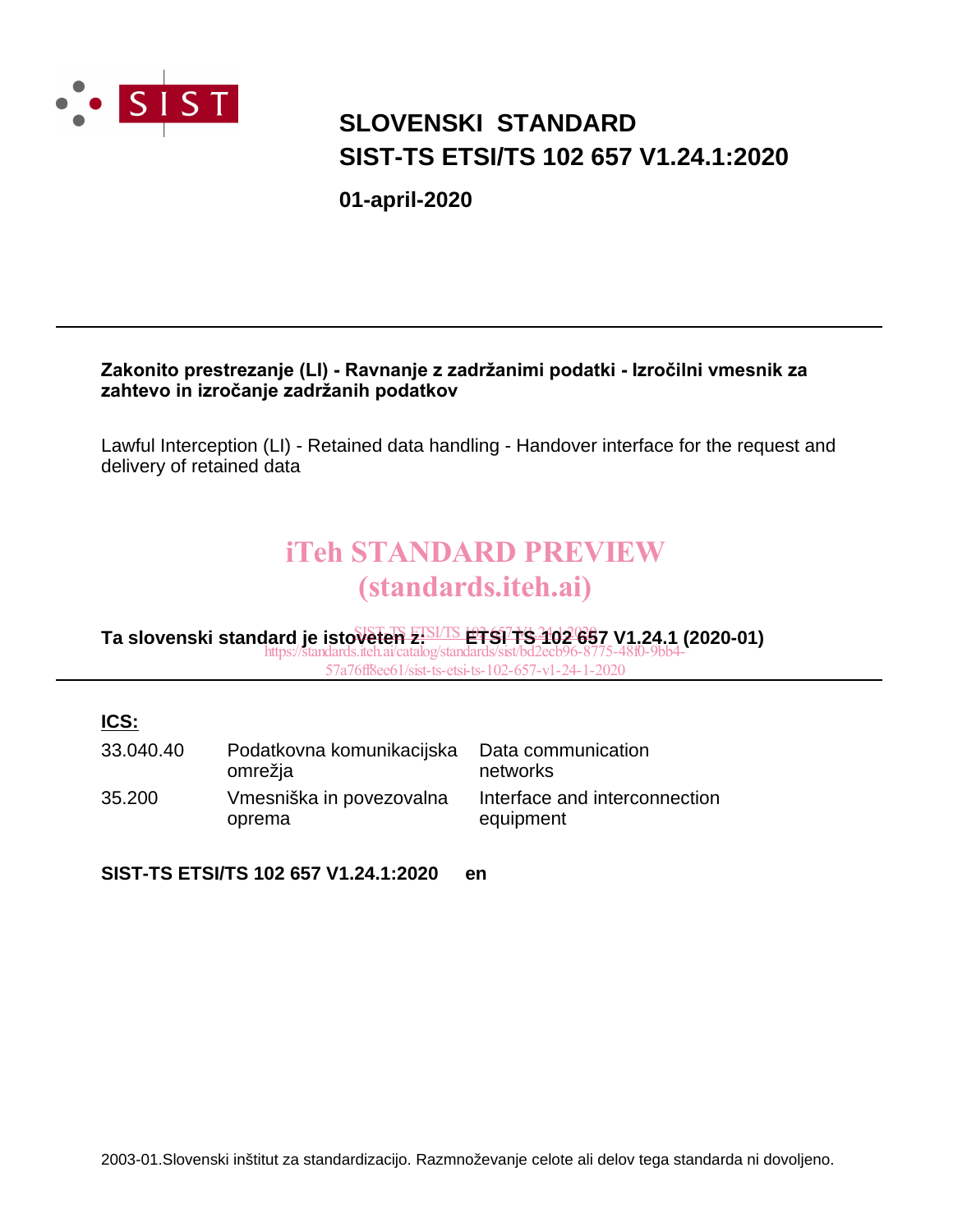SIST

# SLOVENSKI STANDARD
# SIST-TS ETSI/TS 102 657 V1.24.1:2020

**01-april-2020**

---

**Zakonito prestrezanje (LI) - Ravnanje z zadržanimi podatki - Izročilni vmesnik za zahtevo in izročanje zadržanih podatkov**

Lawful Interception (LI) - Retained data handling - Handover interface for the request and delivery of retained data

iTeh STANDARD PREVIEW
(standards.iteh.ai)

SIST-TS ETSI/TS 102 657 V1.24.1:2020
https://standards.iteh.ai/catalog/standards/sist/bd2ecb96-8775-48f0-9bb4-57a76ff8ee61/sist-ts-etsi-ts-102-657-v1-24-1-2020

**Ta slovenski standard je istoveten z: ETSI TS 102 657 V1.24.1 (2020-01)**

---

**ICS:**

| | | |
|---|---|---|
| 33.040.40 | Podatkovna komunikacijska omrežja | Data communication networks |
| 35.200 | Vmesniška in povezovalna oprema | Interface and interconnection equipment |

**SIST-TS ETSI/TS 102 657 V1.24.1:2020 en**

2003-01.Slovenski inštitut za standardizacijo. Razmnoževanje celote ali delov tega standarda ni dovoljeno.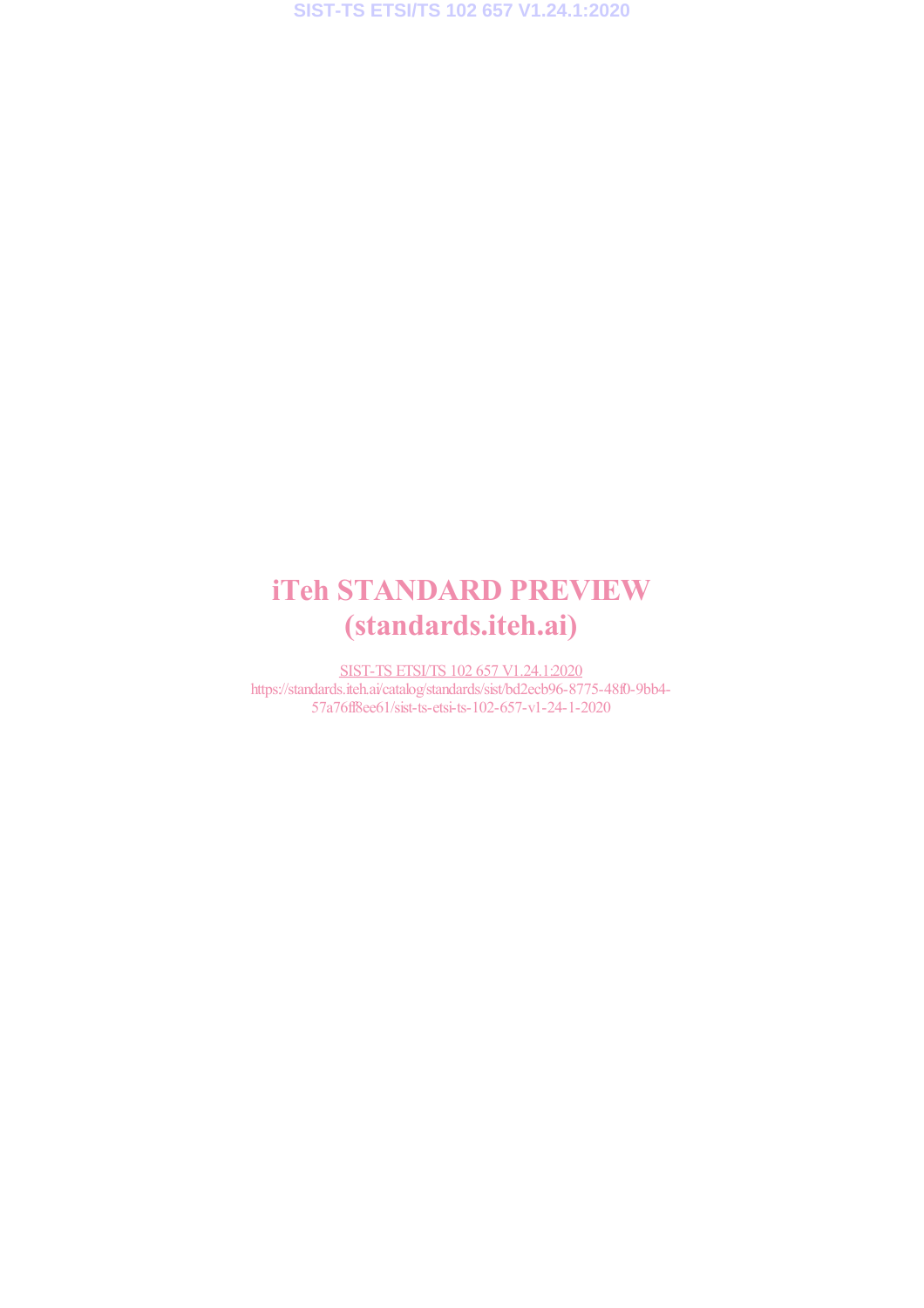iTeh STANDARD PREVIEW
(standards.iteh.ai)

SIST-TS ETSI/TS 102 657 V1.24.1:2020
https://standards.iteh.ai/catalog/standards/sist/bd2ecb96-8775-48f0-9bb4-57a76ff8ee61/sist-ts-etsi-ts-102-657-v1-24-1-2020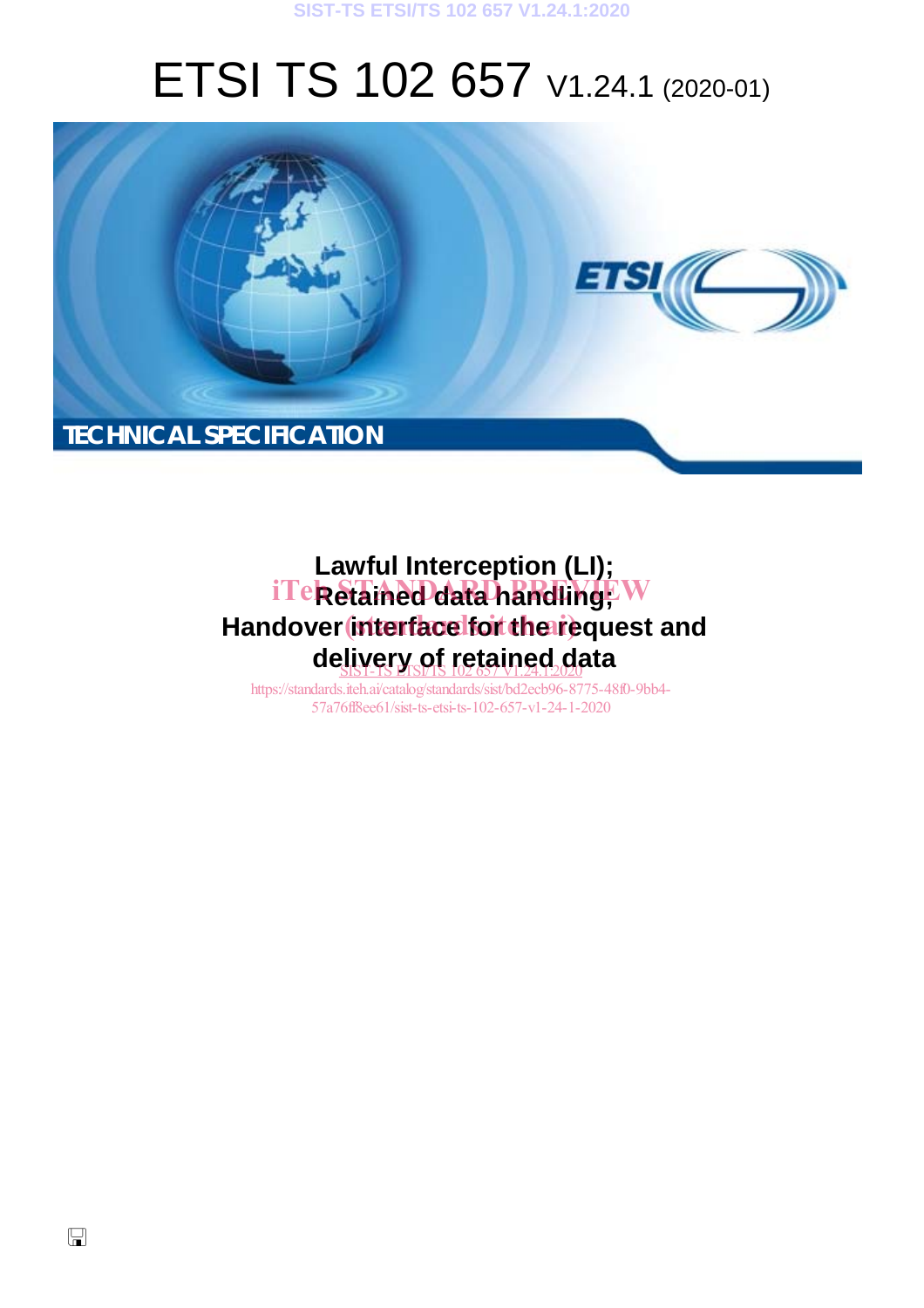# ETSI TS 102 657 V1.24.1 (2020-01)

TECHNICAL SPECIFICATION

**Lawful Interception (LI);**
**Retained data handling;**
**Handover interface for the request and delivery of retained data**

iTeh STANDARD PREVIEW
(standards.iteh.ai)

SIST-TS ETSI/TS 102 657 V1.24.1:2020
https://standards.iteh.ai/catalog/standards/sist/bd2ecb96-8775-48f0-9bb4-57a76ff8ee61/sist-ts-etsi-ts-102-657-v1-24-1-2020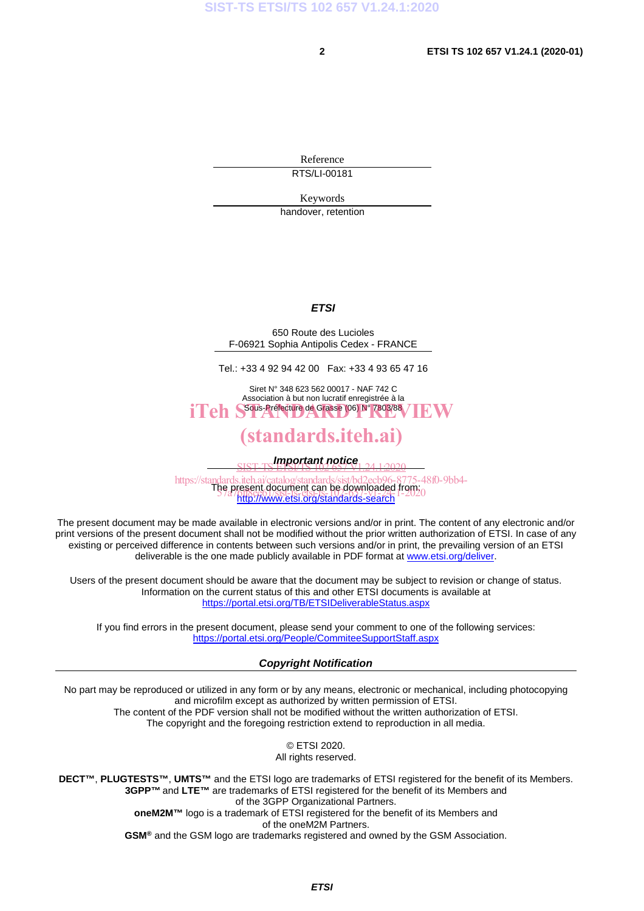Reference

RTS/LI-00181

Keywords

handover, retention

***ETSI***

650 Route des Lucioles
F-06921 Sophia Antipolis Cedex - FRANCE

Tel.: +33 4 92 94 42 00   Fax: +33 4 93 65 47 16

Siret N° 348 623 562 00017 - NAF 742 C
Association à but non lucratif enregistrée à la
Sous-Préfecture de Grasse (06) N° 7803/88

***Important notice***

The present document can be downloaded from:
http://www.etsi.org/standards-search

The present document may be made available in electronic versions and/or in print. The content of any electronic and/or print versions of the present document shall not be modified without the prior written authorization of ETSI. In case of any existing or perceived difference in contents between such versions and/or in print, the prevailing version of an ETSI deliverable is the one made publicly available in PDF format at www.etsi.org/deliver.

Users of the present document should be aware that the document may be subject to revision or change of status. Information on the current status of this and other ETSI documents is available at https://portal.etsi.org/TB/ETSIDeliverableStatus.aspx

If you find errors in the present document, please send your comment to one of the following services:
https://portal.etsi.org/People/CommiteeSupportStaff.aspx

***Copyright Notification***

No part may be reproduced or utilized in any form or by any means, electronic or mechanical, including photocopying and microfilm except as authorized by written permission of ETSI.
The content of the PDF version shall not be modified without the written authorization of ETSI.
The copyright and the foregoing restriction extend to reproduction in all media.

© ETSI 2020.
All rights reserved.

**DECT™**, **PLUGTESTS™**, **UMTS™** and the ETSI logo are trademarks of ETSI registered for the benefit of its Members.
**3GPP™** and **LTE™** are trademarks of ETSI registered for the benefit of its Members and of the 3GPP Organizational Partners.
**oneM2M™** logo is a trademark of ETSI registered for the benefit of its Members and of the oneM2M Partners.
**GSM**® and the GSM logo are trademarks registered and owned by the GSM Association.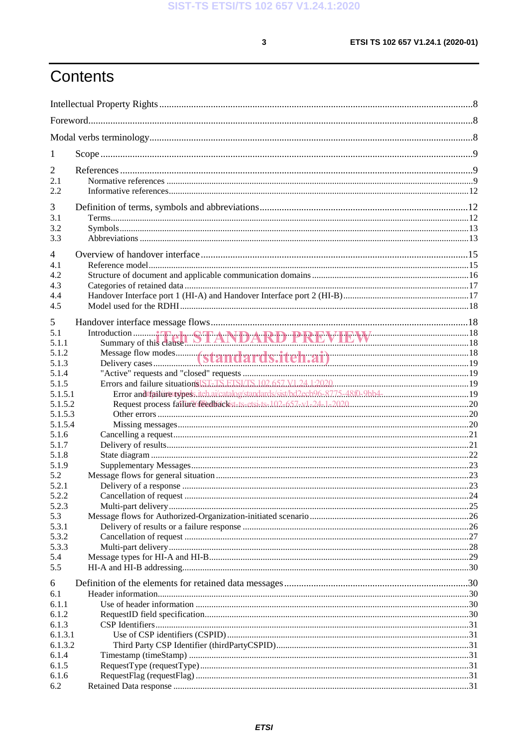# Contents

Intellectual Property Rights ..... 8
Foreword ..... 8
Modal verbs terminology ..... 8
1 Scope ..... 9
2 References ..... 9
2.1 Normative references ..... 9
2.2 Informative references ..... 12
3 Definition of terms, symbols and abbreviations ..... 12
3.1 Terms ..... 12
3.2 Symbols ..... 13
3.3 Abbreviations ..... 13
4 Overview of handover interface ..... 15
4.1 Reference model ..... 15
4.2 Structure of document and applicable communication domains ..... 16
4.3 Categories of retained data ..... 17
4.4 Handover Interface port 1 (HI-A) and Handover Interface port 2 (HI-B) ..... 17
4.5 Model used for the RDHI ..... 18
5 Handover interface message flows ..... 18
5.1 Introduction ..... 18
5.1.1 Summary of this clause ..... 18
5.1.2 Message flow modes ..... 18
5.1.3 Delivery cases ..... 19
5.1.4 "Active" requests and "closed" requests ..... 19
5.1.5 Errors and failure situations ..... 19
5.1.5.1 Error and failure types ..... 19
5.1.5.2 Request process failure feedback ..... 20
5.1.5.3 Other errors ..... 20
5.1.5.4 Missing messages ..... 20
5.1.6 Cancelling a request ..... 21
5.1.7 Delivery of results ..... 21
5.1.8 State diagram ..... 22
5.1.9 Supplementary Messages ..... 23
5.2 Message flows for general situation ..... 23
5.2.1 Delivery of a response ..... 23
5.2.2 Cancellation of request ..... 24
5.2.3 Multi-part delivery ..... 25
5.3 Message flows for Authorized-Organization-initiated scenario ..... 26
5.3.1 Delivery of results or a failure response ..... 26
5.3.2 Cancellation of request ..... 27
5.3.3 Multi-part delivery ..... 28
5.4 Message types for HI-A and HI-B ..... 29
5.5 HI-A and HI-B addressing ..... 30
6 Definition of the elements for retained data messages ..... 30
6.1 Header information ..... 30
6.1.1 Use of header information ..... 30
6.1.2 RequestID field specification ..... 30
6.1.3 CSP Identifiers ..... 31
6.1.3.1 Use of CSP identifiers (CSPID) ..... 31
6.1.3.2 Third Party CSP Identifier (thirdPartyCSPID) ..... 31
6.1.4 Timestamp (timeStamp) ..... 31
6.1.5 RequestType (requestType) ..... 31
6.1.6 RequestFlag (requestFlag) ..... 31
6.2 Retained Data response ..... 31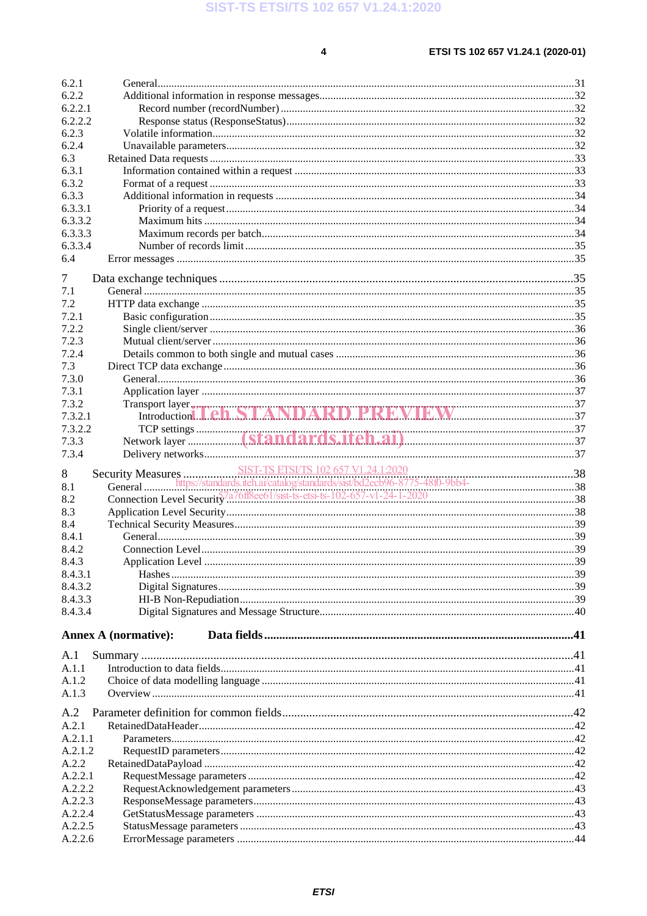6.2.1 General...........................................................................................................................................31
6.2.2 Additional information in response messages...........................................................................................32
6.2.2.1 Record number (recordNumber) ...........................................................................................................32
6.2.2.2 Response status (ResponseStatus).......................................................................................................32
6.2.3 Volatile information...................................................................................................................................32
6.2.4 Unavailable parameters..............................................................................................................................32
6.3 Retained Data requests ....................................................................................................................................33
6.3.1 Information contained within a request .....................................................................................................33
6.3.2 Format of a request ....................................................................................................................................33
6.3.3 Additional information in requests ............................................................................................................34
6.3.3.1 Priority of a request..............................................................................................................................34
6.3.3.2 Maximum hits ......................................................................................................................................34
6.3.3.3 Maximum records per batch.................................................................................................................34
6.3.3.4 Number of records limit .......................................................................................................................35
6.4 Error messages ................................................................................................................................................35

7 Data exchange techniques .....................................................................................................................35
7.1 General ............................................................................................................................................................35
7.2 HTTP data exchange .......................................................................................................................................35
7.2.1 Basic configuration....................................................................................................................................35
7.2.2 Single client/server ....................................................................................................................................36
7.2.3 Mutual client/server ...................................................................................................................................36
7.2.4 Details common to both single and mutual cases ......................................................................................36
7.3 Direct TCP data exchange...............................................................................................................................36
7.3.0 General.......................................................................................................................................................36
7.3.1 Application layer .......................................................................................................................................37
7.3.2 Transport layer...........................................................................................................................................37
7.3.2.1 Introduction..........................................................................................................................................37
7.3.2.2 TCP settings .........................................................................................................................................37
7.3.3 Network layer ............................................................................................................................................37
7.3.4 Delivery networks......................................................................................................................................37

8 Security Measures ..................................................................................................................................38
8.1 General ............................................................................................................................................................38
8.2 Connection Level Security..............................................................................................................................38
8.3 Application Level Security..............................................................................................................................38
8.4 Technical Security Measures...........................................................................................................................39
8.4.1 General.......................................................................................................................................................39
8.4.2 Connection Level.......................................................................................................................................39
8.4.3 Application Level ......................................................................................................................................39
8.4.3.1 Hashes ..................................................................................................................................................39
8.4.3.2 Digital Signatures.................................................................................................................................39
8.4.3.3 HI-B Non-Repudiation.........................................................................................................................39
8.4.3.4 Digital Signatures and Message Structure............................................................................................40

**Annex A (normative): Data fields......................................................................................................41**

A.1 Summary ................................................................................................................................................41
A.1.1 Introduction to data fields................................................................................................................................41
A.1.2 Choice of data modelling language .................................................................................................................41
A.1.3 Overview .........................................................................................................................................................41

A.2 Parameter definition for common fields.................................................................................................42
A.2.1 RetainedDataHeader........................................................................................................................................42
A.2.1.1 Parameters..................................................................................................................................................42
A.2.1.2 RequestID parameters................................................................................................................................42
A.2.2 RetainedDataPayload ......................................................................................................................................42
A.2.2.1 RequestMessage parameters ......................................................................................................................42
A.2.2.2 RequestAcknowledgement parameters......................................................................................................43
A.2.2.3 ResponseMessage parameters....................................................................................................................43
A.2.2.4 GetStatusMessage parameters ...................................................................................................................43
A.2.2.5 StatusMessage parameters .........................................................................................................................43
A.2.2.6 ErrorMessage parameters ..........................................................................................................................44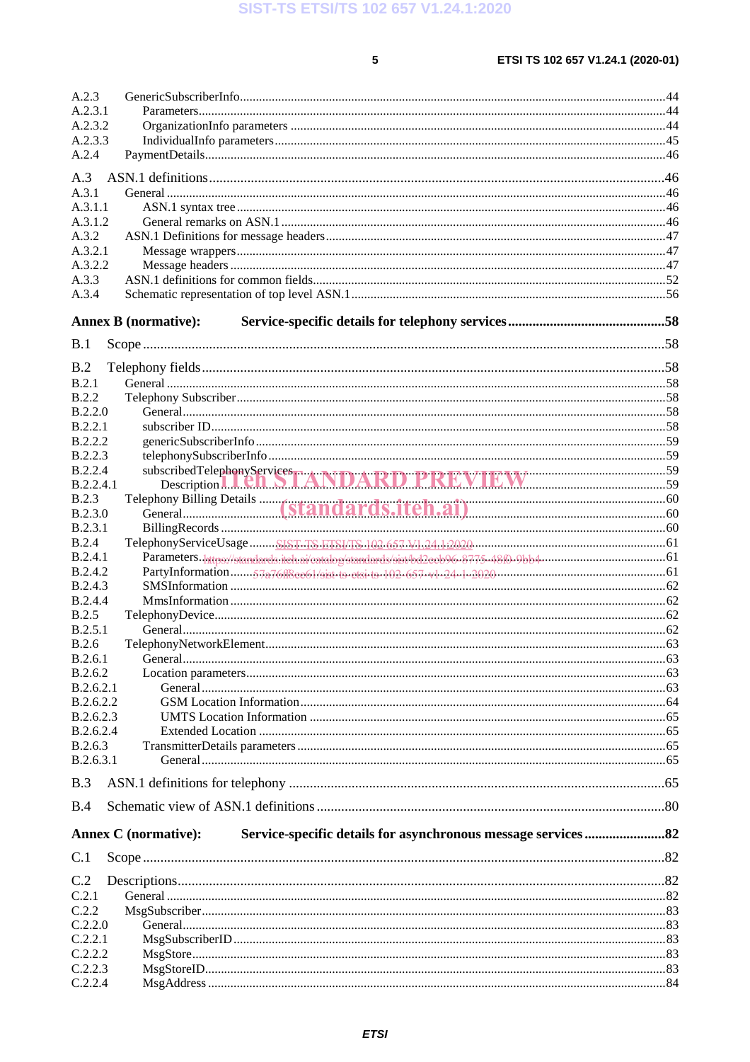A.2.3 GenericSubscriberInfo....................................................................................................................................44
A.2.3.1 Parameters.....................................................................................................................................................44
A.2.3.2 OrganizationInfo parameters .......................................................................................................................44
A.2.3.3 IndividualInfo parameters............................................................................................................................45
A.2.4 PaymentDetails................................................................................................................................................46

A.3 ASN.1 definitions ....................................................................................................................................46
A.3.1 General .............................................................................................................................................................46
A.3.1.1 ASN.1 syntax tree .........................................................................................................................................46
A.3.1.2 General remarks on ASN.1 ..........................................................................................................................46
A.3.2 ASN.1 Definitions for message headers.........................................................................................................47
A.3.2.1 Message wrappers..........................................................................................................................................47
A.3.2.2 Message headers ...........................................................................................................................................47
A.3.3 ASN.1 definitions for common fields..............................................................................................................52
A.3.4 Schematic representation of top level ASN.1..................................................................................................56

**Annex B (normative): Service-specific details for telephony services ..............................................58**

B.1 Scope .......................................................................................................................................................58

B.2 Telephony fields........................................................................................................................................58
B.2.1 General .............................................................................................................................................................58
B.2.2 Telephony Subscriber.......................................................................................................................................58
B.2.2.0 General..........................................................................................................................................................58
B.2.2.1 subscriber ID.................................................................................................................................................58
B.2.2.2 genericSubscriberInfo ...................................................................................................................................59
B.2.2.3 telephonySubscriberInfo...............................................................................................................................59
B.2.2.4 subscribedTelephonyServices.......................................................................................................................59
B.2.2.4.1 Description.............................................................................................................................................59
B.2.3 Telephony Billing Details ................................................................................................................................60
B.2.3.0 General..........................................................................................................................................................60
B.2.3.1 BillingRecords ..............................................................................................................................................60
B.2.4 TelephonyServiceUsage ...................................................................................................................................61
B.2.4.1 Parameters.....................................................................................................................................................61
B.2.4.2 PartyInformation...........................................................................................................................................61
B.2.4.3 SMSInformation ...........................................................................................................................................62
B.2.4.4 MmsInformation ...........................................................................................................................................62
B.2.5 TelephonyDevice..............................................................................................................................................62
B.2.5.1 General..........................................................................................................................................................62
B.2.6 TelephonyNetworkElement..............................................................................................................................63
B.2.6.1 General..........................................................................................................................................................63
B.2.6.2 Location parameters.......................................................................................................................................63
B.2.6.2.1 General ...................................................................................................................................................63
B.2.6.2.2 GSM Location Information....................................................................................................................64
B.2.6.2.3 UMTS Location Information .................................................................................................................65
B.2.6.2.4 Extended Location .................................................................................................................................65
B.2.6.3 TransmitterDetails parameters ......................................................................................................................65
B.2.6.3.1 General ...................................................................................................................................................65

B.3 ASN.1 definitions for telephony ...............................................................................................................65

B.4 Schematic view of ASN.1 definitions .......................................................................................................80

**Annex C (normative): Service-specific details for asynchronous message services .......................82**

C.1 Scope .......................................................................................................................................................82

C.2 Descriptions..............................................................................................................................................82
C.2.1 General .............................................................................................................................................................82
C.2.2 MsgSubscriber..................................................................................................................................................83
C.2.2.0 General..........................................................................................................................................................83
C.2.2.1 MsgSubscriberID ..........................................................................................................................................83
C.2.2.2 MsgStore........................................................................................................................................................83
C.2.2.3 MsgStoreID....................................................................................................................................................83
C.2.2.4 MsgAddress ..................................................................................................................................................84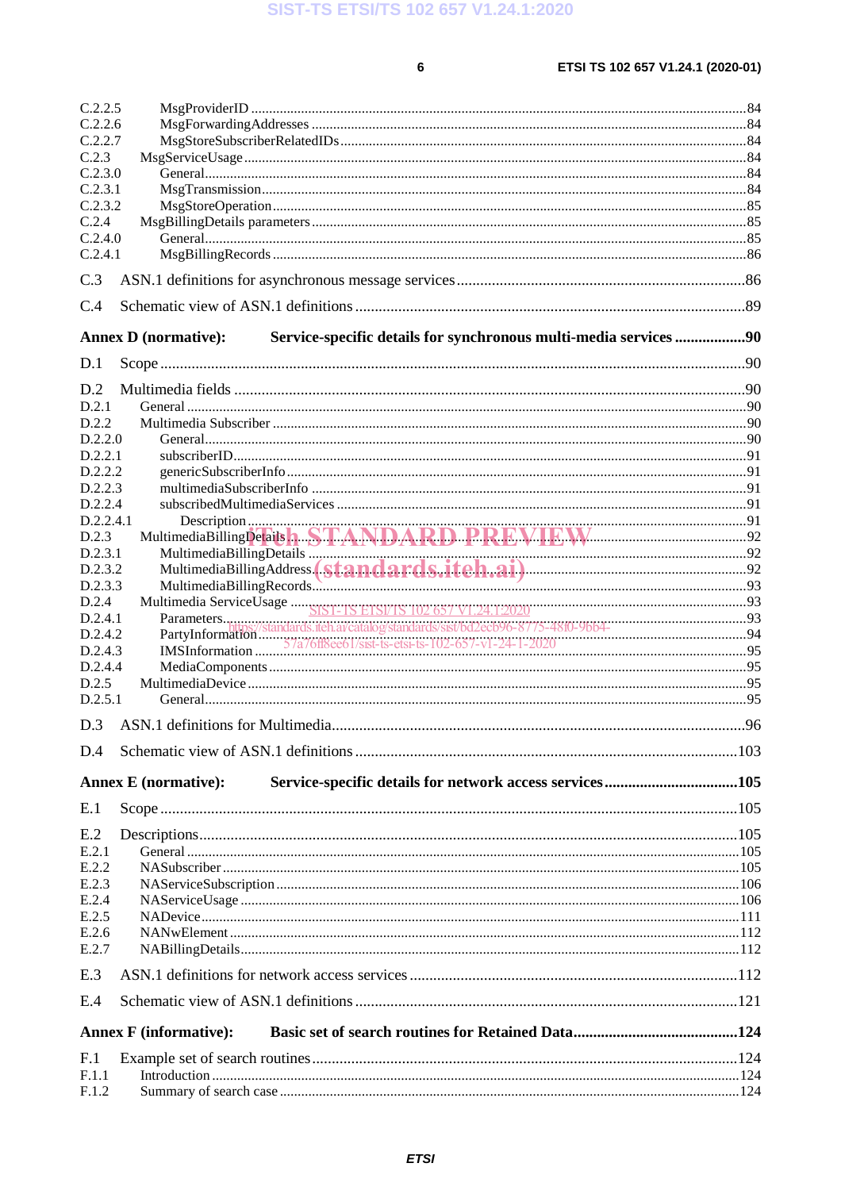C.2.2.5 MsgProviderID ........................................................................................................................................84
C.2.2.6 MsgForwardingAddresses ........................................................................................................................84
C.2.2.7 MsgStoreSubscriberRelatedIDs ................................................................................................................84
C.2.3 MsgServiceUsage .........................................................................................................................................84
C.2.3.0 General ......................................................................................................................................................84
C.2.3.1 MsgTransmission ......................................................................................................................................84
C.2.3.2 MsgStoreOperation ...................................................................................................................................85
C.2.4 MsgBillingDetails parameters .......................................................................................................................85
C.2.4.0 General ......................................................................................................................................................85
C.2.4.1 MsgBillingRecords ...................................................................................................................................86

C.3 ASN.1 definitions for asynchronous message services .........................................................................86

C.4 Schematic view of ASN.1 definitions ...................................................................................................89

**Annex D (normative): Service-specific details for synchronous multi-media services ..................90**

D.1 Scope ....................................................................................................................................................90

D.2 Multimedia fields ..................................................................................................................................90
D.2.1 General .........................................................................................................................................................90
D.2.2 Multimedia Subscriber ..................................................................................................................................90
D.2.2.0 General ......................................................................................................................................................90
D.2.2.1 subscriberID ..............................................................................................................................................91
D.2.2.2 genericSubscriberInfo ...............................................................................................................................91
D.2.2.3 multimediaSubscriberInfo .........................................................................................................................91
D.2.2.4 subscribedMultimediaServices ..................................................................................................................91
D.2.2.4.1 Description ...........................................................................................................................................91
D.2.3 MultimediaBillingDetails ..............................................................................................................................92
D.2.3.1 MultimediaBillingDetails ..........................................................................................................................92
D.2.3.2 MultimediaBillingAddress ........................................................................................................................92
D.2.3.3 MultimediaBillingRecords ........................................................................................................................93
D.2.4 Multimedia ServiceUsage ..............................................................................................................................93
D.2.4.1 Parameters .................................................................................................................................................93
D.2.4.2 PartyInformation .......................................................................................................................................94
D.2.4.3 IMSInformation ........................................................................................................................................95
D.2.4.4 MediaComponents ....................................................................................................................................95
D.2.5 MultimediaDevice .........................................................................................................................................95
D.2.5.1 General ......................................................................................................................................................95

D.3 ASN.1 definitions for Multimedia .........................................................................................................96

D.4 Schematic view of ASN.1 definitions .................................................................................................103

**Annex E (normative): Service-specific details for network access services .................................105**

E.1 Scope ..................................................................................................................................................105

E.2 Descriptions ........................................................................................................................................105
E.2.1 General .......................................................................................................................................................105
E.2.2 NASubscriber ..............................................................................................................................................105
E.2.3 NAServiceSubscription ...............................................................................................................................106
E.2.4 NAServiceUsage .........................................................................................................................................106
E.2.5 NADevice ...................................................................................................................................................111
E.2.6 NANwElement ............................................................................................................................................112
E.2.7 NABillingDetails .........................................................................................................................................112

E.3 ASN.1 definitions for network access services ...................................................................................112

E.4 Schematic view of ASN.1 definitions .................................................................................................121

**Annex F (informative): Basic set of search routines for Retained Data ..........................................124**

F.1 Example set of search routines ............................................................................................................124
F.1.1 Introduction ................................................................................................................................................124
F.1.2 Summary of search case ..............................................................................................................................124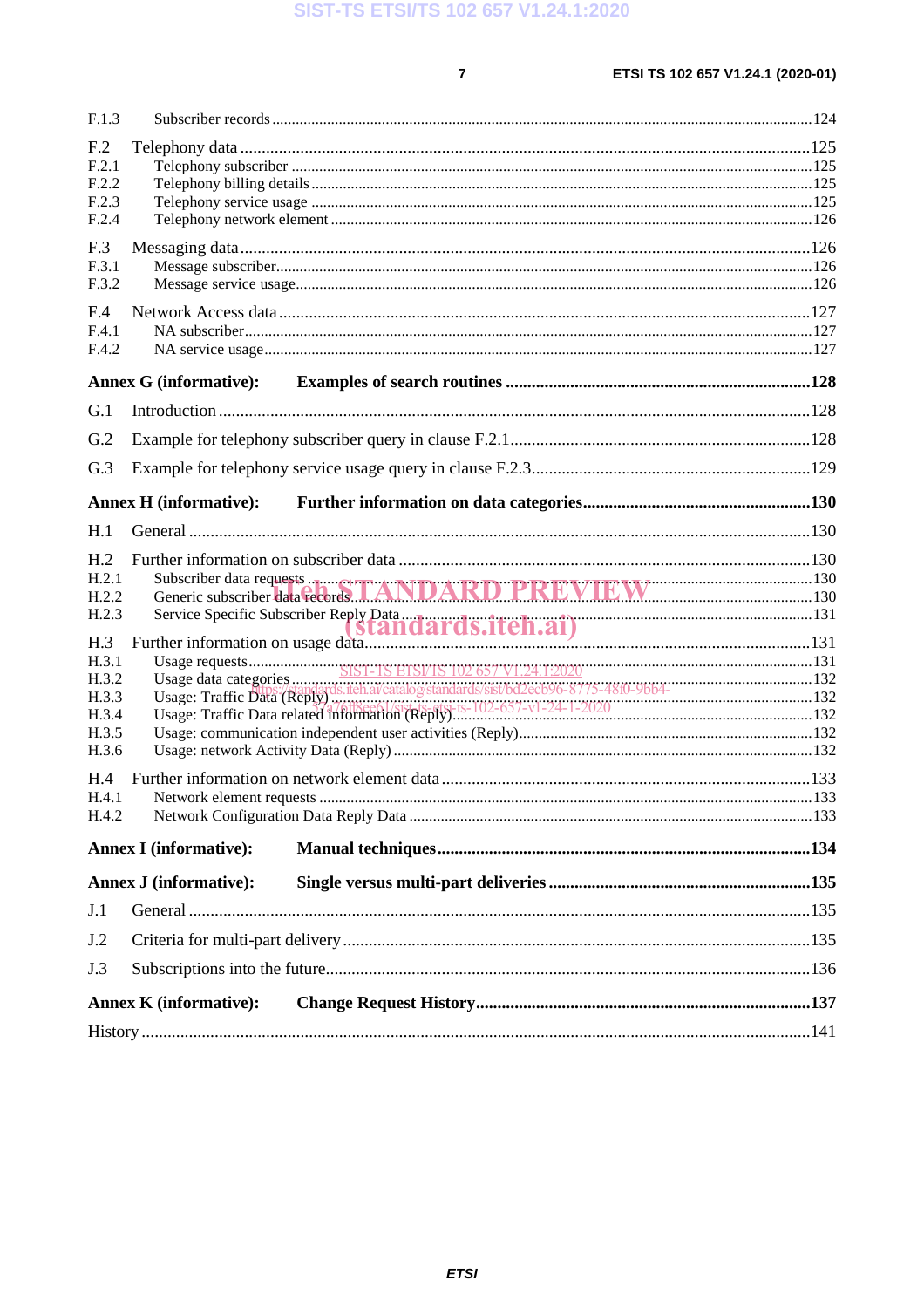F.1.3 Subscriber records ....................................................................................................................................124

F.2 Telephony data ..................................................................................................................................125
F.2.1 Telephony subscriber ...................................................................................................................................125
F.2.2 Telephony billing details .............................................................................................................................125
F.2.3 Telephony service usage ..............................................................................................................................125
F.2.4 Telephony network element .........................................................................................................................126

F.3 Messaging data ..................................................................................................................................126
F.3.1 Message subscriber.......................................................................................................................................126
F.3.2 Message service usage..................................................................................................................................126

F.4 Network Access data ..........................................................................................................................127
F.4.1 NA subscriber...............................................................................................................................................127
F.4.2 NA service usage..........................................................................................................................................127

**Annex G (informative): Examples of search routines ......................................................................128**

G.1 Introduction ........................................................................................................................................128

G.2 Example for telephony subscriber query in clause F.2.1.....................................................................128

G.3 Example for telephony service usage query in clause F.2.3................................................................129

**Annex H (informative): Further information on data categories....................................................130**

H.1 General ...............................................................................................................................................130

H.2 Further information on subscriber data ..............................................................................................130
H.2.1 Subscriber data requests ...............................................................................................................................130
H.2.2 Generic subscriber data records....................................................................................................................130
H.2.3 Service Specific Subscriber Reply Data .......................................................................................................131

H.3 Further information on usage data......................................................................................................131
H.3.1 Usage requests...............................................................................................................................................131
H.3.2 Usage data categories ...................................................................................................................................132
H.3.3 Usage: Traffic Data (Reply) .........................................................................................................................132
H.3.4 Usage: Traffic Data related information (Reply)..........................................................................................132
H.3.5 Usage: communication independent user activities (Reply).........................................................................132
H.3.6 Usage: network Activity Data (Reply) .........................................................................................................132

H.4 Further information on network element data .....................................................................................133
H.4.1 Network element requests ............................................................................................................................133
H.4.2 Network Configuration Data Reply Data .....................................................................................................133

**Annex I (informative): Manual techniques.....................................................................................134**

**Annex J (informative): Single versus multi-part deliveries ............................................................135**

J.1 General ...............................................................................................................................................135

J.2 Criteria for multi-part delivery ...........................................................................................................135

J.3 Subscriptions into the future...............................................................................................................136

**Annex K (informative): Change Request History............................................................................137**

History .........................................................................................................................................................141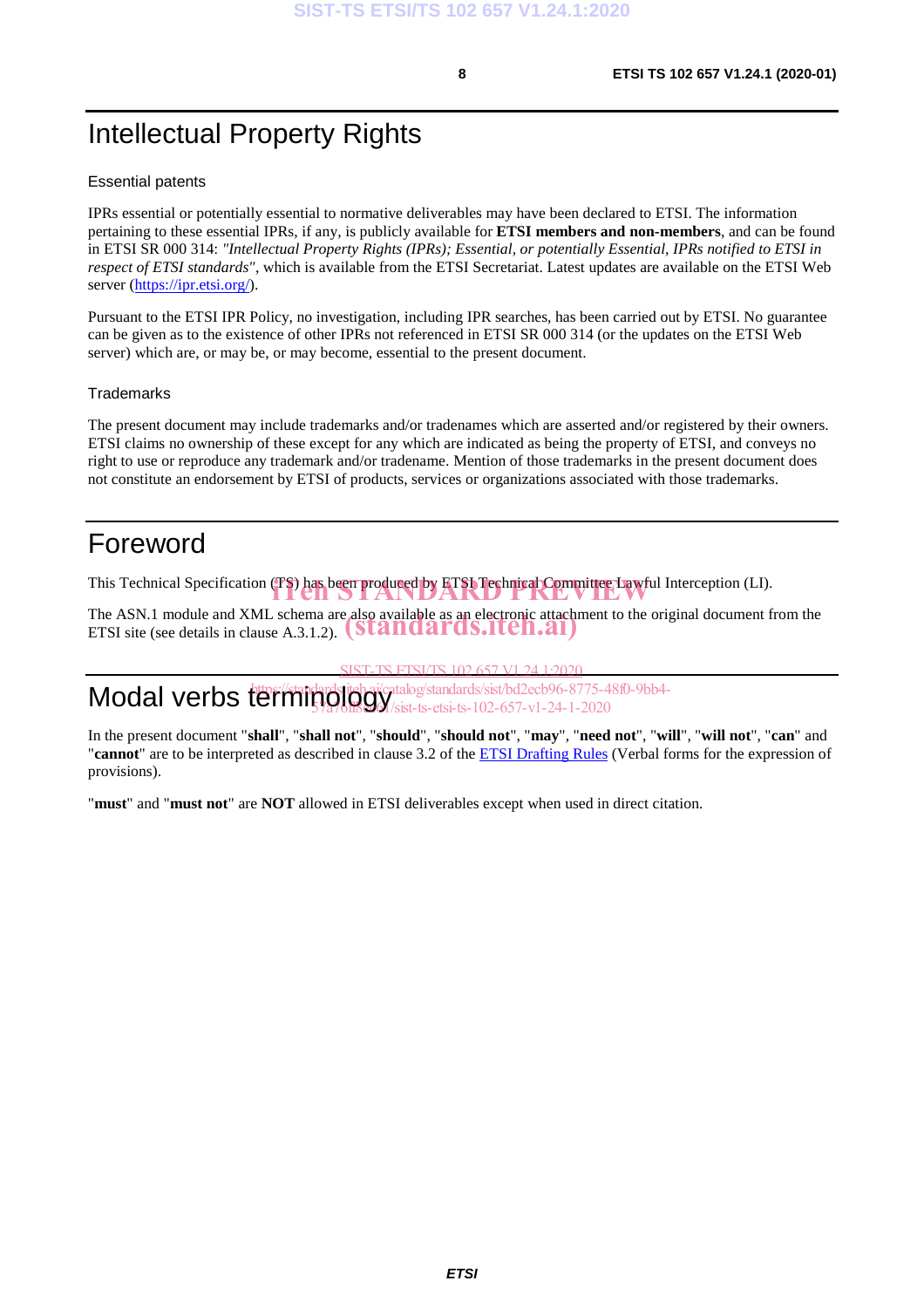# Intellectual Property Rights

## Essential patents

IPRs essential or potentially essential to normative deliverables may have been declared to ETSI. The information pertaining to these essential IPRs, if any, is publicly available for **ETSI members and non-members**, and can be found in ETSI SR 000 314: *"Intellectual Property Rights (IPRs); Essential, or potentially Essential, IPRs notified to ETSI in respect of ETSI standards"*, which is available from the ETSI Secretariat. Latest updates are available on the ETSI Web server (https://ipr.etsi.org/).

Pursuant to the ETSI IPR Policy, no investigation, including IPR searches, has been carried out by ETSI. No guarantee can be given as to the existence of other IPRs not referenced in ETSI SR 000 314 (or the updates on the ETSI Web server) which are, or may be, or may become, essential to the present document.

## Trademarks

The present document may include trademarks and/or tradenames which are asserted and/or registered by their owners. ETSI claims no ownership of these except for any which are indicated as being the property of ETSI, and conveys no right to use or reproduce any trademark and/or tradename. Mention of those trademarks in the present document does not constitute an endorsement by ETSI of products, services or organizations associated with those trademarks.

# Foreword

This Technical Specification (TS) has been produced by ETSI Technical Committee Lawful Interception (LI).

The ASN.1 module and XML schema are also available as an electronic attachment to the original document from the ETSI site (see details in clause A.3.1.2).

# Modal verbs terminology

In the present document "**shall**", "**shall not**", "**should**", "**should not**", "**may**", "**need not**", "**will**", "**will not**", "**can**" and "**cannot**" are to be interpreted as described in clause 3.2 of the ETSI Drafting Rules (Verbal forms for the expression of provisions).

"**must**" and "**must not**" are **NOT** allowed in ETSI deliverables except when used in direct citation.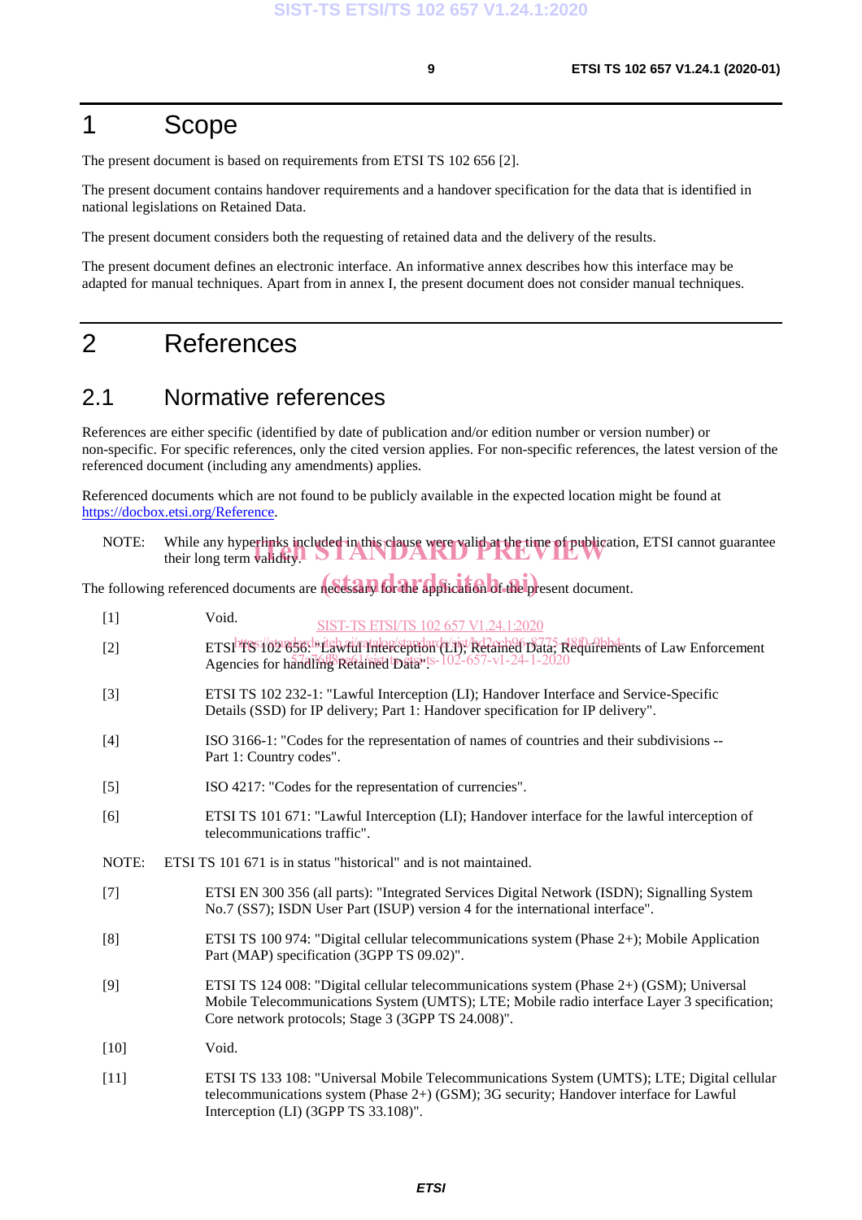# 1 Scope

The present document is based on requirements from ETSI TS 102 656 [2].

The present document contains handover requirements and a handover specification for the data that is identified in national legislations on Retained Data.

The present document considers both the requesting of retained data and the delivery of the results.

The present document defines an electronic interface. An informative annex describes how this interface may be adapted for manual techniques. Apart from in annex I, the present document does not consider manual techniques.

# 2 References

## 2.1 Normative references

References are either specific (identified by date of publication and/or edition number or version number) or non-specific. For specific references, only the cited version applies. For non-specific references, the latest version of the referenced document (including any amendments) applies.

Referenced documents which are not found to be publicly available in the expected location might be found at https://docbox.etsi.org/Reference.

NOTE: While any hyperlinks included in this clause were valid at the time of publication, ETSI cannot guarantee their long term validity.

The following referenced documents are necessary for the application of the present document.

[1] Void.

[2] ETSI TS 102 656: "Lawful Interception (LI); Retained Data; Requirements of Law Enforcement Agencies for handling Retained Data".

[3] ETSI TS 102 232-1: "Lawful Interception (LI); Handover Interface and Service-Specific Details (SSD) for IP delivery; Part 1: Handover specification for IP delivery".

[4] ISO 3166-1: "Codes for the representation of names of countries and their subdivisions -- Part 1: Country codes".

[5] ISO 4217: "Codes for the representation of currencies".

[6] ETSI TS 101 671: "Lawful Interception (LI); Handover interface for the lawful interception of telecommunications traffic".

NOTE: ETSI TS 101 671 is in status "historical" and is not maintained.

[7] ETSI EN 300 356 (all parts): "Integrated Services Digital Network (ISDN); Signalling System No.7 (SS7); ISDN User Part (ISUP) version 4 for the international interface".

[8] ETSI TS 100 974: "Digital cellular telecommunications system (Phase 2+); Mobile Application Part (MAP) specification (3GPP TS 09.02)".

[9] ETSI TS 124 008: "Digital cellular telecommunications system (Phase 2+) (GSM); Universal Mobile Telecommunications System (UMTS); LTE; Mobile radio interface Layer 3 specification; Core network protocols; Stage 3 (3GPP TS 24.008)".

[10] Void.

[11] ETSI TS 133 108: "Universal Mobile Telecommunications System (UMTS); LTE; Digital cellular telecommunications system (Phase 2+) (GSM); 3G security; Handover interface for Lawful Interception (LI) (3GPP TS 33.108)".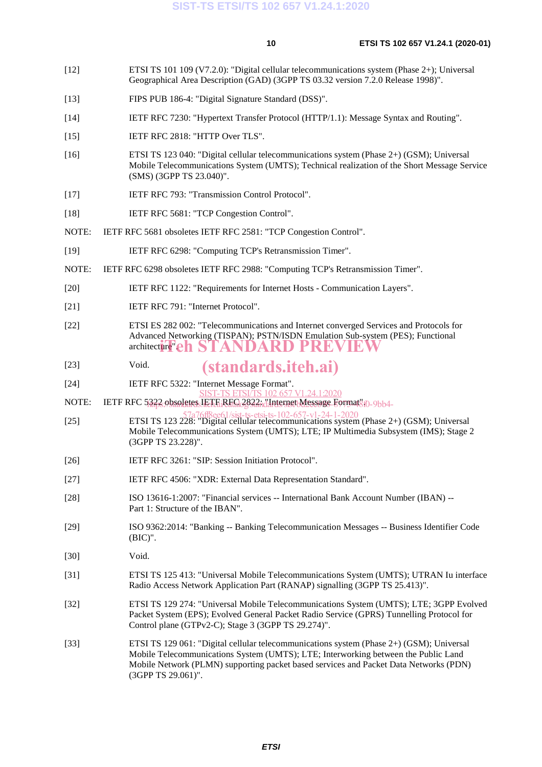[12] ETSI TS 101 109 (V7.2.0): "Digital cellular telecommunications system (Phase 2+); Universal Geographical Area Description (GAD) (3GPP TS 03.32 version 7.2.0 Release 1998)".

[13] FIPS PUB 186-4: "Digital Signature Standard (DSS)".

[14] IETF RFC 7230: "Hypertext Transfer Protocol (HTTP/1.1): Message Syntax and Routing".

[15] IETF RFC 2818: "HTTP Over TLS".

[16] ETSI TS 123 040: "Digital cellular telecommunications system (Phase 2+) (GSM); Universal Mobile Telecommunications System (UMTS); Technical realization of the Short Message Service (SMS) (3GPP TS 23.040)".

[17] IETF RFC 793: "Transmission Control Protocol".

[18] IETF RFC 5681: "TCP Congestion Control".

NOTE: IETF RFC 5681 obsoletes IETF RFC 2581: "TCP Congestion Control".

[19] IETF RFC 6298: "Computing TCP's Retransmission Timer".

NOTE: IETF RFC 6298 obsoletes IETF RFC 2988: "Computing TCP's Retransmission Timer".

[20] IETF RFC 1122: "Requirements for Internet Hosts - Communication Layers".

[21] IETF RFC 791: "Internet Protocol".

[22] ETSI ES 282 002: "Telecommunications and Internet converged Services and Protocols for Advanced Networking (TISPAN); PSTN/ISDN Emulation Sub-system (PES); Functional architecture".

[23] Void.

[24] IETF RFC 5322: "Internet Message Format".

NOTE: IETF RFC 5322 obsoletes IETF RFC 2822: "Internet Message Format".

[25] ETSI TS 123 228: "Digital cellular telecommunications system (Phase 2+) (GSM); Universal Mobile Telecommunications System (UMTS); LTE; IP Multimedia Subsystem (IMS); Stage 2 (3GPP TS 23.228)".

[26] IETF RFC 3261: "SIP: Session Initiation Protocol".

[27] IETF RFC 4506: "XDR: External Data Representation Standard".

[28] ISO 13616-1:2007: "Financial services -- International Bank Account Number (IBAN) -- Part 1: Structure of the IBAN".

[29] ISO 9362:2014: "Banking -- Banking Telecommunication Messages -- Business Identifier Code (BIC)".

[30] Void.

[31] ETSI TS 125 413: "Universal Mobile Telecommunications System (UMTS); UTRAN Iu interface Radio Access Network Application Part (RANAP) signalling (3GPP TS 25.413)".

[32] ETSI TS 129 274: "Universal Mobile Telecommunications System (UMTS); LTE; 3GPP Evolved Packet System (EPS); Evolved General Packet Radio Service (GPRS) Tunnelling Protocol for Control plane (GTPv2-C); Stage 3 (3GPP TS 29.274)".

[33] ETSI TS 129 061: "Digital cellular telecommunications system (Phase 2+) (GSM); Universal Mobile Telecommunications System (UMTS); LTE; Interworking between the Public Land Mobile Network (PLMN) supporting packet based services and Packet Data Networks (PDN) (3GPP TS 29.061)".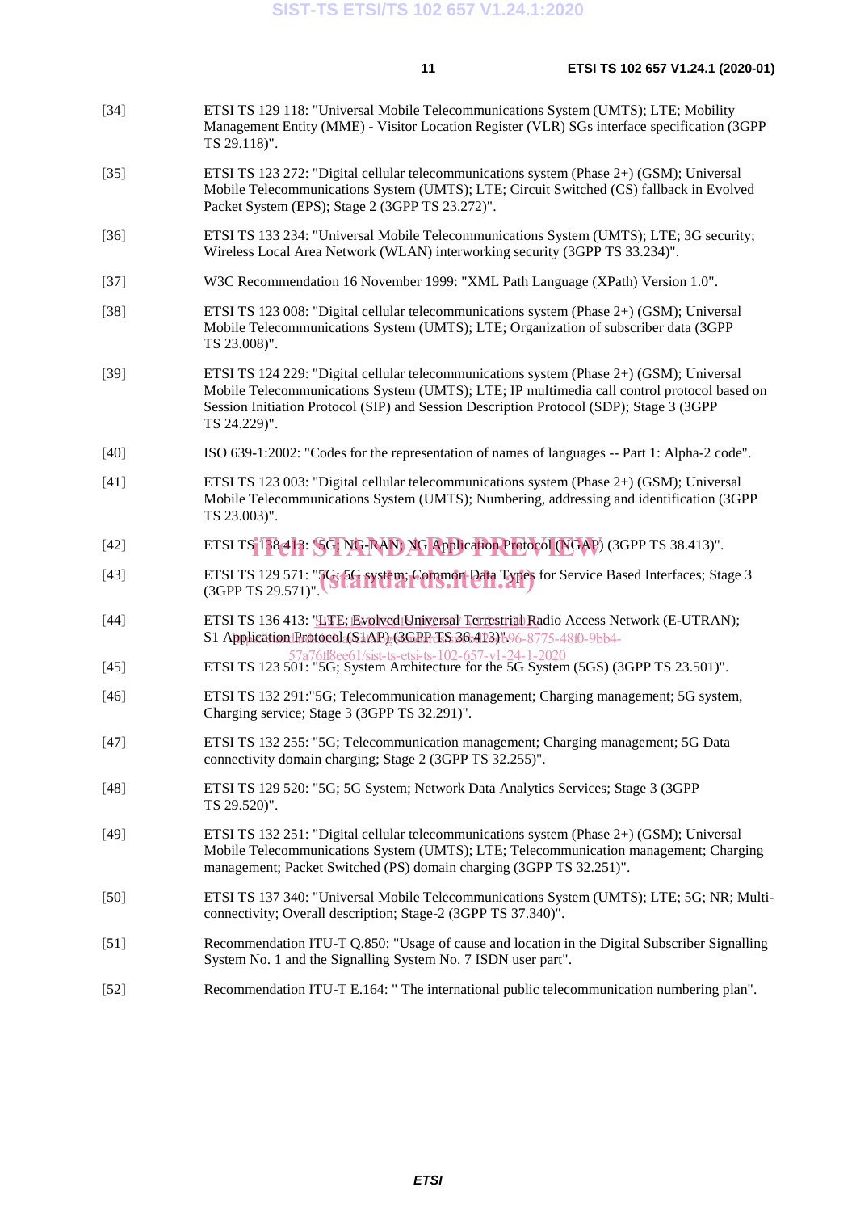[34] ETSI TS 129 118: "Universal Mobile Telecommunications System (UMTS); LTE; Mobility Management Entity (MME) - Visitor Location Register (VLR) SGs interface specification (3GPP TS 29.118)".

[35] ETSI TS 123 272: "Digital cellular telecommunications system (Phase 2+) (GSM); Universal Mobile Telecommunications System (UMTS); LTE; Circuit Switched (CS) fallback in Evolved Packet System (EPS); Stage 2 (3GPP TS 23.272)".

[36] ETSI TS 133 234: "Universal Mobile Telecommunications System (UMTS); LTE; 3G security; Wireless Local Area Network (WLAN) interworking security (3GPP TS 33.234)".

[37] W3C Recommendation 16 November 1999: "XML Path Language (XPath) Version 1.0".

[38] ETSI TS 123 008: "Digital cellular telecommunications system (Phase 2+) (GSM); Universal Mobile Telecommunications System (UMTS); LTE; Organization of subscriber data (3GPP TS 23.008)".

[39] ETSI TS 124 229: "Digital cellular telecommunications system (Phase 2+) (GSM); Universal Mobile Telecommunications System (UMTS); LTE; IP multimedia call control protocol based on Session Initiation Protocol (SIP) and Session Description Protocol (SDP); Stage 3 (3GPP TS 24.229)".

[40] ISO 639-1:2002: "Codes for the representation of names of languages -- Part 1: Alpha-2 code".

[41] ETSI TS 123 003: "Digital cellular telecommunications system (Phase 2+) (GSM); Universal Mobile Telecommunications System (UMTS); Numbering, addressing and identification (3GPP TS 23.003)".

[42] ETSI TS 138 413: "5G; NG-RAN; NG Application Protocol (NGAP) (3GPP TS 38.413)".

[43] ETSI TS 129 571: "5G; 5G system; Common Data Types for Service Based Interfaces; Stage 3 (3GPP TS 29.571)".

[44] ETSI TS 136 413: "LTE; Evolved Universal Terrestrial Radio Access Network (E-UTRAN); S1 Application Protocol (S1AP) (3GPP TS 36.413)".

[45] ETSI TS 123 501: "5G; System Architecture for the 5G System (5GS) (3GPP TS 23.501)".

[46] ETSI TS 132 291:"5G; Telecommunication management; Charging management; 5G system, Charging service; Stage 3 (3GPP TS 32.291)".

[47] ETSI TS 132 255: "5G; Telecommunication management; Charging management; 5G Data connectivity domain charging; Stage 2 (3GPP TS 32.255)".

[48] ETSI TS 129 520: "5G; 5G System; Network Data Analytics Services; Stage 3 (3GPP TS 29.520)".

[49] ETSI TS 132 251: "Digital cellular telecommunications system (Phase 2+) (GSM); Universal Mobile Telecommunications System (UMTS); LTE; Telecommunication management; Charging management; Packet Switched (PS) domain charging (3GPP TS 32.251)".

[50] ETSI TS 137 340: "Universal Mobile Telecommunications System (UMTS); LTE; 5G; NR; Multi-connectivity; Overall description; Stage-2 (3GPP TS 37.340)".

[51] Recommendation ITU-T Q.850: "Usage of cause and location in the Digital Subscriber Signalling System No. 1 and the Signalling System No. 7 ISDN user part".

[52] Recommendation ITU-T E.164: " The international public telecommunication numbering plan".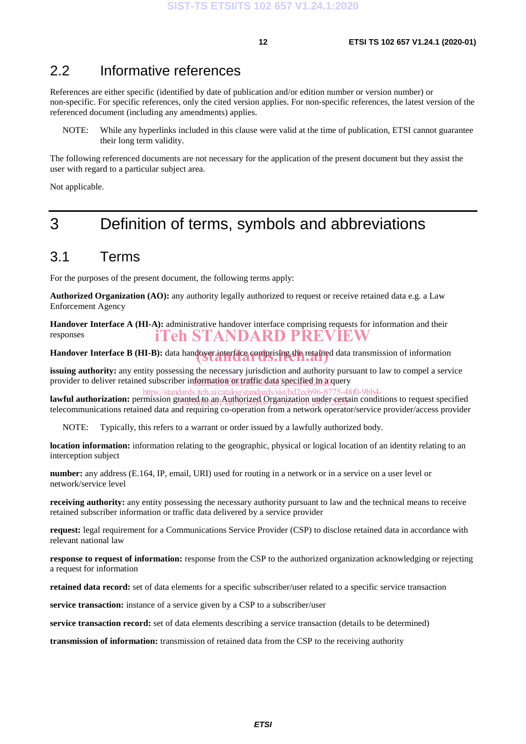## 2.2 Informative references

References are either specific (identified by date of publication and/or edition number or version number) or non-specific. For specific references, only the cited version applies. For non-specific references, the latest version of the referenced document (including any amendments) applies.

NOTE: While any hyperlinks included in this clause were valid at the time of publication, ETSI cannot guarantee their long term validity.

The following referenced documents are not necessary for the application of the present document but they assist the user with regard to a particular subject area.

Not applicable.

# 3 Definition of terms, symbols and abbreviations

## 3.1 Terms

For the purposes of the present document, the following terms apply:

**Authorized Organization (AO):** any authority legally authorized to request or receive retained data e.g. a Law Enforcement Agency

**Handover Interface A (HI-A):** administrative handover interface comprising requests for information and their responses

**Handover Interface B (HI-B):** data handover interface comprising the retained data transmission of information

**issuing authority:** any entity possessing the necessary jurisdiction and authority pursuant to law to compel a service provider to deliver retained subscriber information or traffic data specified in a query

**lawful authorization:** permission granted to an Authorized Organization under certain conditions to request specified telecommunications retained data and requiring co-operation from a network operator/service provider/access provider

NOTE: Typically, this refers to a warrant or order issued by a lawfully authorized body.

**location information:** information relating to the geographic, physical or logical location of an identity relating to an interception subject

**number:** any address (E.164, IP, email, URI) used for routing in a network or in a service on a user level or network/service level

**receiving authority:** any entity possessing the necessary authority pursuant to law and the technical means to receive retained subscriber information or traffic data delivered by a service provider

**request:** legal requirement for a Communications Service Provider (CSP) to disclose retained data in accordance with relevant national law

**response to request of information:** response from the CSP to the authorized organization acknowledging or rejecting a request for information

**retained data record:** set of data elements for a specific subscriber/user related to a specific service transaction

**service transaction:** instance of a service given by a CSP to a subscriber/user

**service transaction record:** set of data elements describing a service transaction (details to be determined)

**transmission of information:** transmission of retained data from the CSP to the receiving authority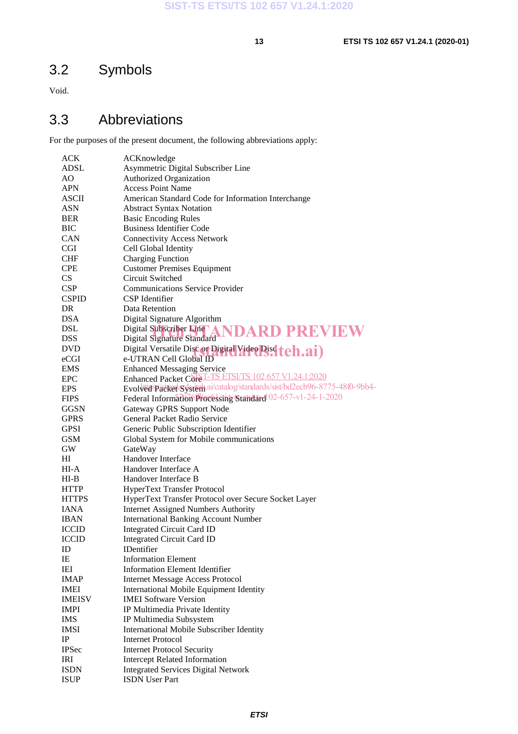## 3.2 Symbols

Void.

## 3.3 Abbreviations

For the purposes of the present document, the following abbreviations apply:

| | |
|---|---|
| ACK | ACKnowledge |
| ADSL | Asymmetric Digital Subscriber Line |
| AO | Authorized Organization |
| APN | Access Point Name |
| ASCII | American Standard Code for Information Interchange |
| ASN | Abstract Syntax Notation |
| BER | Basic Encoding Rules |
| BIC | Business Identifier Code |
| CAN | Connectivity Access Network |
| CGI | Cell Global Identity |
| CHF | Charging Function |
| CPE | Customer Premises Equipment |
| CS | Circuit Switched |
| CSP | Communications Service Provider |
| CSPID | CSP Identifier |
| DR | Data Retention |
| DSA | Digital Signature Algorithm |
| DSL | Digital Subscriber Line |
| DSS | Digital Signature Standard |
| DVD | Digital Versatile Disc or Digital Video Disc |
| eCGI | e-UTRAN Cell Global ID |
| EMS | Enhanced Messaging Service |
| EPC | Enhanced Packet Core |
| EPS | Evolved Packet System |
| FIPS | Federal Information Processing Standard |
| GGSN | Gateway GPRS Support Node |
| GPRS | General Packet Radio Service |
| GPSI | Generic Public Subscription Identifier |
| GSM | Global System for Mobile communications |
| GW | GateWay |
| HI | Handover Interface |
| HI-A | Handover Interface A |
| HI-B | Handover Interface B |
| HTTP | HyperText Transfer Protocol |
| HTTPS | HyperText Transfer Protocol over Secure Socket Layer |
| IANA | Internet Assigned Numbers Authority |
| IBAN | International Banking Account Number |
| ICCID | Integrated Circuit Card ID |
| ICCID | Integrated Circuit Card ID |
| ID | IDentifier |
| IE | Information Element |
| IEI | Information Element Identifier |
| IMAP | Internet Message Access Protocol |
| IMEI | International Mobile Equipment Identity |
| IMEISV | IMEI Software Version |
| IMPI | IP Multimedia Private Identity |
| IMS | IP Multimedia Subsystem |
| IMSI | International Mobile Subscriber Identity |
| IP | Internet Protocol |
| IPSec | Internet Protocol Security |
| IRI | Intercept Related Information |
| ISDN | Integrated Services Digital Network |
| ISUP | ISDN User Part |